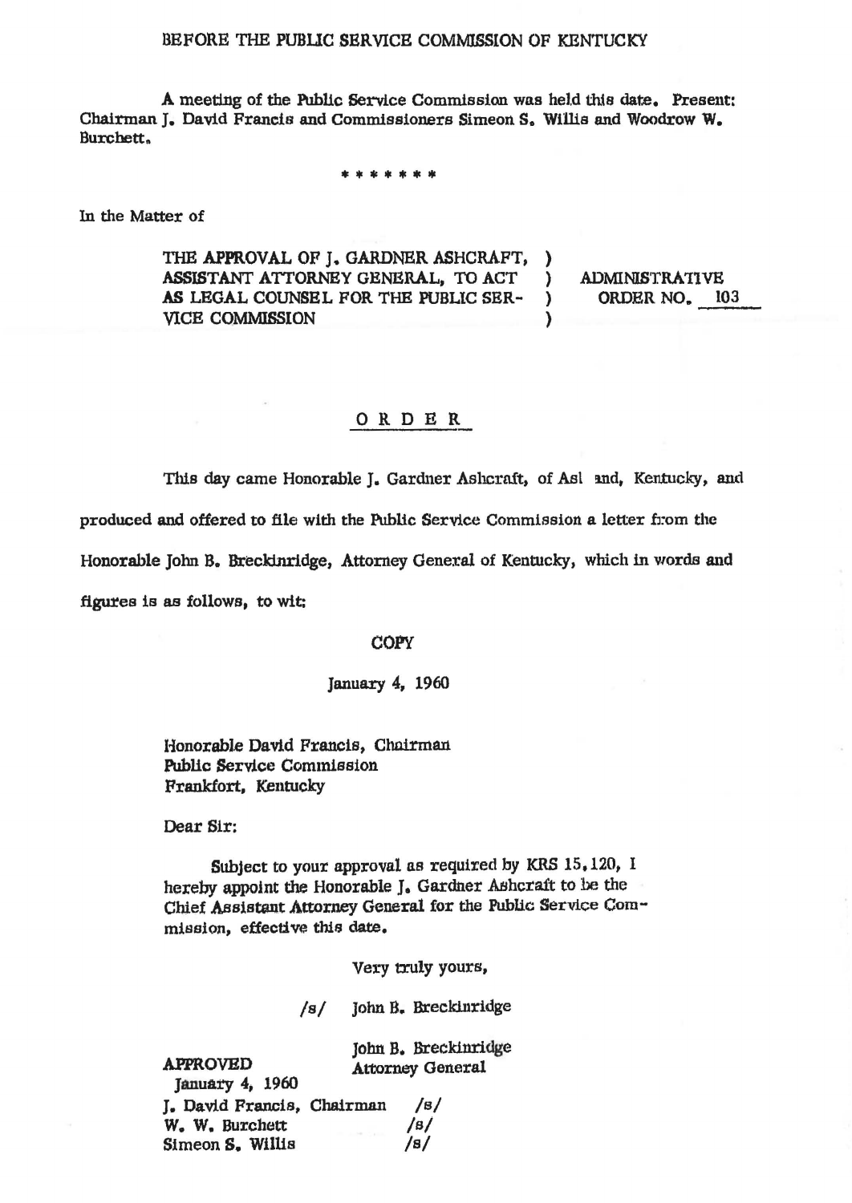BEFORE THE PUBLIC SERVICE COMMISSION OF KENTUCKY

A meeting of the Public Service Commission was held this date. Present: Chairman J. David Francis and Commissioners Simeon S. Willis and Woodrow W. Burchett.

\* \* \* \* \* \* \*

In the Matter of

| | | |
|---|---|---|
| THE APPROVAL OF J. GARDNER ASHCRAFT, ASSISTANT ATTORNEY GENERAL, TO ACT AS LEGAL COUNSEL FOR THE PUBLIC SERVICE COMMISSION | ) | ADMINISTRATIVE ORDER NO. 103 |

## ORDER

This day came Honorable J. Gardner Ashcraft, of Ashland, Kentucky, and produced and offered to file with the Public Service Commission a letter from the Honorable John B. Breckinridge, Attorney General of Kentucky, which in words and figures is as follows, to wit:

COPY

January 4, 1960

Honorable David Francis, Chairman
Public Service Commission
Frankfort, Kentucky

Dear Sir:

Subject to your approval as required by KRS 15.120, I hereby appoint the Honorable J. Gardner Ashcraft to be the Chief Assistant Attorney General for the Public Service Commission, effective this date.

Very truly yours,

/s/ John B. Breckinridge

John B. Breckinridge
Attorney General

APPROVED
January 4, 1960
J. David Francis, Chairman /s/
W. W. Burchett /s/
Simeon S. Willis /s/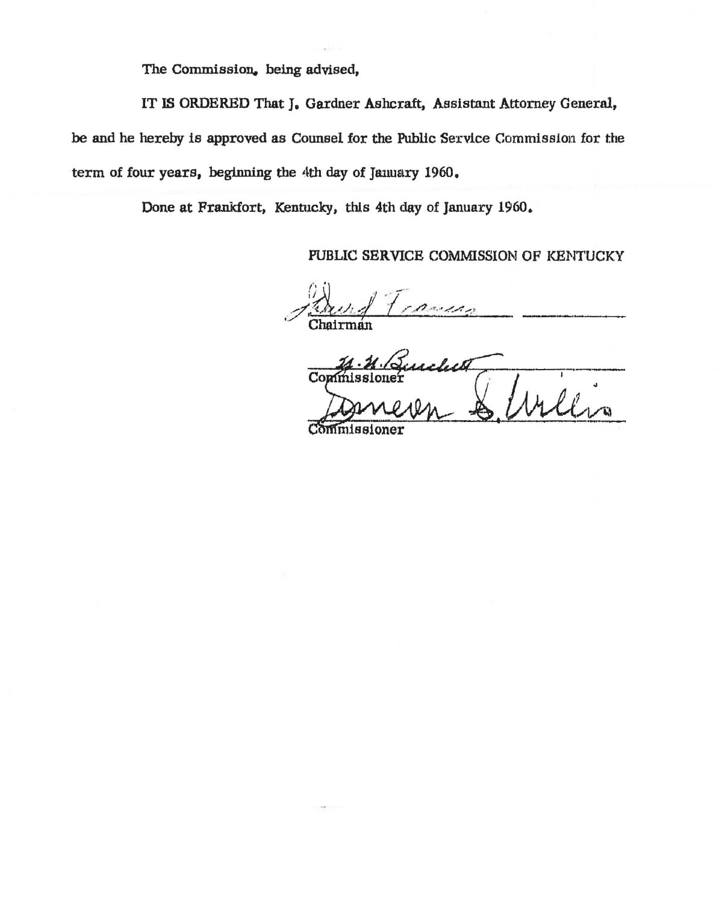The Commission, being advised,

IT IS ORDERED That J. Gardner Ashcraft, Assistant Attorney General, be and he hereby is approved as Counsel for the Public Service Commission for the term of four years, beginning the 4th day of January 1960.

Done at Frankfort, Kentucky, this 4th day of January 1960.

PUBLIC SERVICE COMMISSION OF KENTUCKY

Chairman

Commissioner

Commissioner